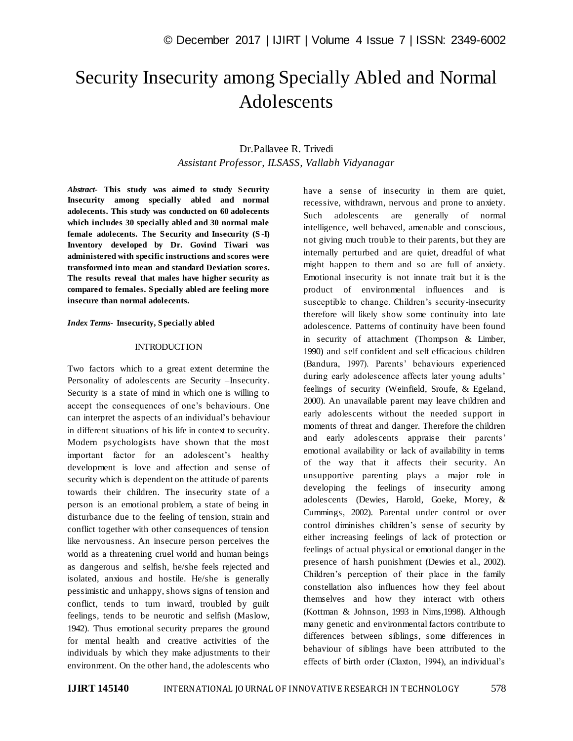# Security Insecurity among Specially Abled and Normal Adolescents

Dr.Pallavee R. Trivedi

*Assistant Professor, ILSASS, Vallabh Vidyanagar*

***Abstract-*** **This study was aimed to study Security Insecurity among specially abled and normal adolecents. This study was conducted on 60 adolecents which includes 30 specially abled and 30 normal male female adolecents. The Security and Insecurity (S-I) Inventory developed by Dr. Govind Tiwari was administered with specific instructions and scores were transformed into mean and standard Deviation scores. The results reveal that males have higher security as compared to females. Specially abled are feeling more insecure than normal adolecents.**

***Index Terms-*** **Insecurity, Specially abled**

## INTRODUCTION

Two factors which to a great extent determine the Personality of adolescents are Security –Insecurity. Security is a state of mind in which one is willing to accept the consequences of one's behaviours. One can interpret the aspects of an individual's behaviour in different situations of his life in context to security. Modern psychologists have shown that the most important factor for an adolescent's healthy development is love and affection and sense of security which is dependent on the attitude of parents towards their children. The insecurity state of a person is an emotional problem, a state of being in disturbance due to the feeling of tension, strain and conflict together with other consequences of tension like nervousness. An insecure person perceives the world as a threatening cruel world and human beings as dangerous and selfish, he/she feels rejected and isolated, anxious and hostile. He/she is generally pessimistic and unhappy, shows signs of tension and conflict, tends to turn inward, troubled by guilt feelings, tends to be neurotic and selfish (Maslow, 1942). Thus emotional security prepares the ground for mental health and creative activities of the individuals by which they make adjustments to their environment. On the other hand, the adolescents who have a sense of insecurity in them are quiet, recessive, withdrawn, nervous and prone to anxiety. Such adolescents are generally of normal intelligence, well behaved, amenable and conscious, not giving much trouble to their parents, but they are internally perturbed and are quiet, dreadful of what might happen to them and so are full of anxiety. Emotional insecurity is not innate trait but it is the product of environmental influences and is susceptible to change. Children's security-insecurity therefore will likely show some continuity into late adolescence. Patterns of continuity have been found in security of attachment (Thompson & Limber, 1990) and self confident and self efficacious children (Bandura, 1997). Parents' behaviours experienced during early adolescence affects later young adults' feelings of security (Weinfield, Sroufe, & Egeland, 2000). An unavailable parent may leave children and early adolescents without the needed support in moments of threat and danger. Therefore the children and early adolescents appraise their parents' emotional availability or lack of availability in terms of the way that it affects their security. An unsupportive parenting plays a major role in developing the feelings of insecurity among adolescents (Dewies, Harold, Goeke, Morey, & Cummings, 2002). Parental under control or over control diminishes children's sense of security by either increasing feelings of lack of protection or feelings of actual physical or emotional danger in the presence of harsh punishment (Dewies et al., 2002). Children's perception of their place in the family constellation also influences how they feel about themselves and how they interact with others (Kottman & Johnson, 1993 in Nims,1998). Although many genetic and environmental factors contribute to differences between siblings, some differences in behaviour of siblings have been attributed to the effects of birth order (Claxton, 1994), an individual's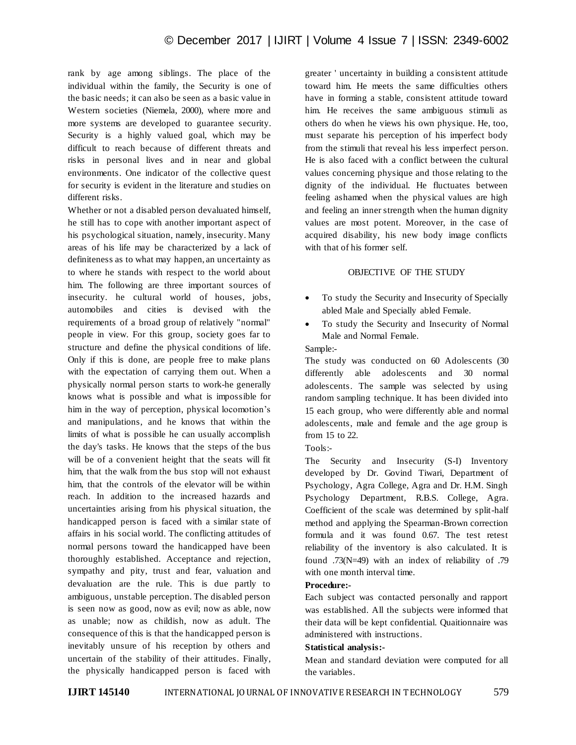rank by age among siblings. The place of the individual within the family, the Security is one of the basic needs; it can also be seen as a basic value in Western societies (Niemela, 2000), where more and more systems are developed to guarantee security. Security is a highly valued goal, which may be difficult to reach because of different threats and risks in personal lives and in near and global environments. One indicator of the collective quest for security is evident in the literature and studies on different risks.

Whether or not a disabled person devaluated himself, he still has to cope with another important aspect of his psychological situation, namely, insecurity. Many areas of his life may be characterized by a lack of definiteness as to what may happen, an uncertainty as to where he stands with respect to the world about him. The following are three important sources of insecurity. he cultural world of houses, jobs, automobiles and cities is devised with the requirements of a broad group of relatively "normal" people in view. For this group, society goes far to structure and define the physical conditions of life. Only if this is done, are people free to make plans with the expectation of carrying them out. When a physically normal person starts to work-he generally knows what is possible and what is impossible for him in the way of perception, physical locomotion's and manipulations, and he knows that within the limits of what is possible he can usually accomplish the day's tasks. He knows that the steps of the bus will be of a convenient height that the seats will fit him, that the walk from the bus stop will not exhaust him, that the controls of the elevator will be within reach. In addition to the increased hazards and uncertainties arising from his physical situation, the handicapped person is faced with a similar state of affairs in his social world. The conflicting attitudes of normal persons toward the handicapped have been thoroughly established. Acceptance and rejection, sympathy and pity, trust and fear, valuation and devaluation are the rule. This is due partly to ambiguous, unstable perception. The disabled person is seen now as good, now as evil; now as able, now as unable; now as childish, now as adult. The consequence of this is that the handicapped person is inevitably unsure of his reception by others and uncertain of the stability of their attitudes. Finally, the physically handicapped person is faced with greater ' uncertainty in building a consistent attitude toward him. He meets the same difficulties others have in forming a stable, consistent attitude toward him. He receives the same ambiguous stimuli as others do when he views his own physique. He, too, must separate his perception of his imperfect body from the stimuli that reveal his less imperfect person. He is also faced with a conflict between the cultural values concerning physique and those relating to the dignity of the individual. He fluctuates between feeling ashamed when the physical values are high and feeling an inner strength when the human dignity values are most potent. Moreover, in the case of acquired disability, his new body image conflicts with that of his former self.

## OBJECTIVE OF THE STUDY

- To study the Security and Insecurity of Specially abled Male and Specially abled Female.
- To study the Security and Insecurity of Normal Male and Normal Female.

Sample:-

The study was conducted on 60 Adolescents (30 differently able adolescents and 30 normal adolescents. The sample was selected by using random sampling technique. It has been divided into 15 each group, who were differently able and normal adolescents, male and female and the age group is from 15 to 22.

Tools:-

The Security and Insecurity (S-I) Inventory developed by Dr. Govind Tiwari, Department of Psychology, Agra College, Agra and Dr. H.M. Singh Psychology Department, R.B.S. College, Agra. Coefficient of the scale was determined by split-half method and applying the Spearman-Brown correction formula and it was found 0.67. The test retest reliability of the inventory is also calculated. It is found .73(N=49) with an index of reliability of .79 with one month interval time.

**Procedure:-**

Each subject was contacted personally and rapport was established. All the subjects were informed that their data will be kept confidential. Quaitionnaire was administered with instructions.

**Statistical analysis:-**

Mean and standard deviation were computed for all the variables.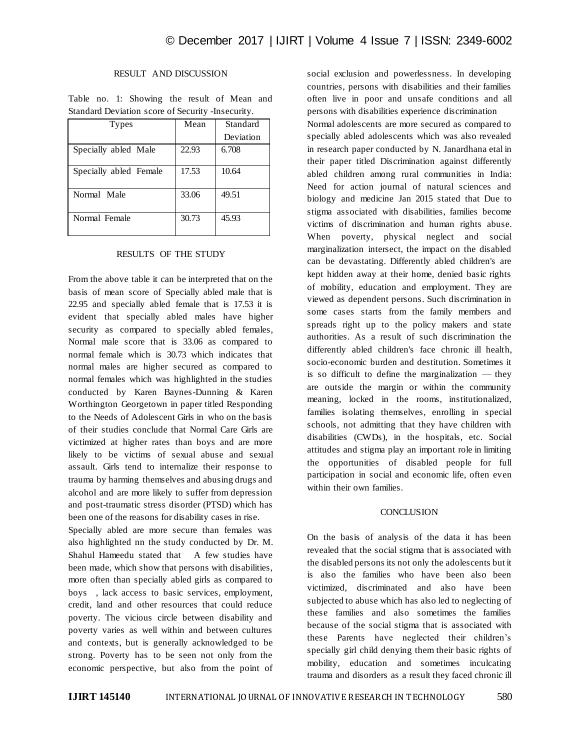## RESULT AND DISCUSSION

Table no. 1: Showing the result of Mean and Standard Deviation score of Security -Insecurity.

| Types | Mean | Standard Deviation |
|---|---|---|
| Specially abled Male | 22.93 | 6.708 |
| Specially abled Female | 17.53 | 10.64 |
| Normal Male | 33.06 | 49.51 |
| Normal Female | 30.73 | 45.93 |

## RESULTS OF THE STUDY

From the above table it can be interpreted that on the basis of mean score of Specially abled male that is 22.95 and specially abled female that is 17.53 it is evident that specially abled males have higher security as compared to specially abled females, Normal male score that is 33.06 as compared to normal female which is 30.73 which indicates that normal males are higher secured as compared to normal females which was highlighted in the studies conducted by Karen Baynes-Dunning & Karen Worthington Georgetown in paper titled Responding to the Needs of Adolescent Girls in who on the basis of their studies conclude that Normal Care Girls are victimized at higher rates than boys and are more likely to be victims of sexual abuse and sexual assault. Girls tend to internalize their response to trauma by harming themselves and abusing drugs and alcohol and are more likely to suffer from depression and post-traumatic stress disorder (PTSD) which has been one of the reasons for disability cases in rise.

Specially abled are more secure than females was also highlighted nn the study conducted by Dr. M. Shahul Hameedu stated that A few studies have been made, which show that persons with disabilities, more often than specially abled girls as compared to boys , lack access to basic services, employment, credit, land and other resources that could reduce poverty. The vicious circle between disability and poverty varies as well within and between cultures and contexts, but is generally acknowledged to be strong. Poverty has to be seen not only from the economic perspective, but also from the point of social exclusion and powerlessness. In developing countries, persons with disabilities and their families often live in poor and unsafe conditions and all persons with disabilities experience discrimination

Normal adolescents are more secured as compared to specially abled adolescents which was also revealed in research paper conducted by N. Janardhana etal in their paper titled Discrimination against differently abled children among rural communities in India: Need for action journal of natural sciences and biology and medicine Jan 2015 stated that Due to stigma associated with disabilities, families become victims of discrimination and human rights abuse. When poverty, physical neglect and social marginalization intersect, the impact on the disabled can be devastating. Differently abled children's are kept hidden away at their home, denied basic rights of mobility, education and employment. They are viewed as dependent persons. Such discrimination in some cases starts from the family members and spreads right up to the policy makers and state authorities. As a result of such discrimination the differently abled children's face chronic ill health, socio-economic burden and destitution. Sometimes it is so difficult to define the marginalization — they are outside the margin or within the community meaning, locked in the rooms, institutionalized, families isolating themselves, enrolling in special schools, not admitting that they have children with disabilities (CWDs), in the hospitals, etc. Social attitudes and stigma play an important role in limiting the opportunities of disabled people for full participation in social and economic life, often even within their own families.

## CONCLUSION

On the basis of analysis of the data it has been revealed that the social stigma that is associated with the disabled persons its not only the adolescents but it is also the families who have been also been victimized, discriminated and also have been subjected to abuse which has also led to neglecting of these families and also sometimes the families because of the social stigma that is associated with these Parents have neglected their children's specially girl child denying them their basic rights of mobility, education and sometimes inculcating trauma and disorders as a result they faced chronic ill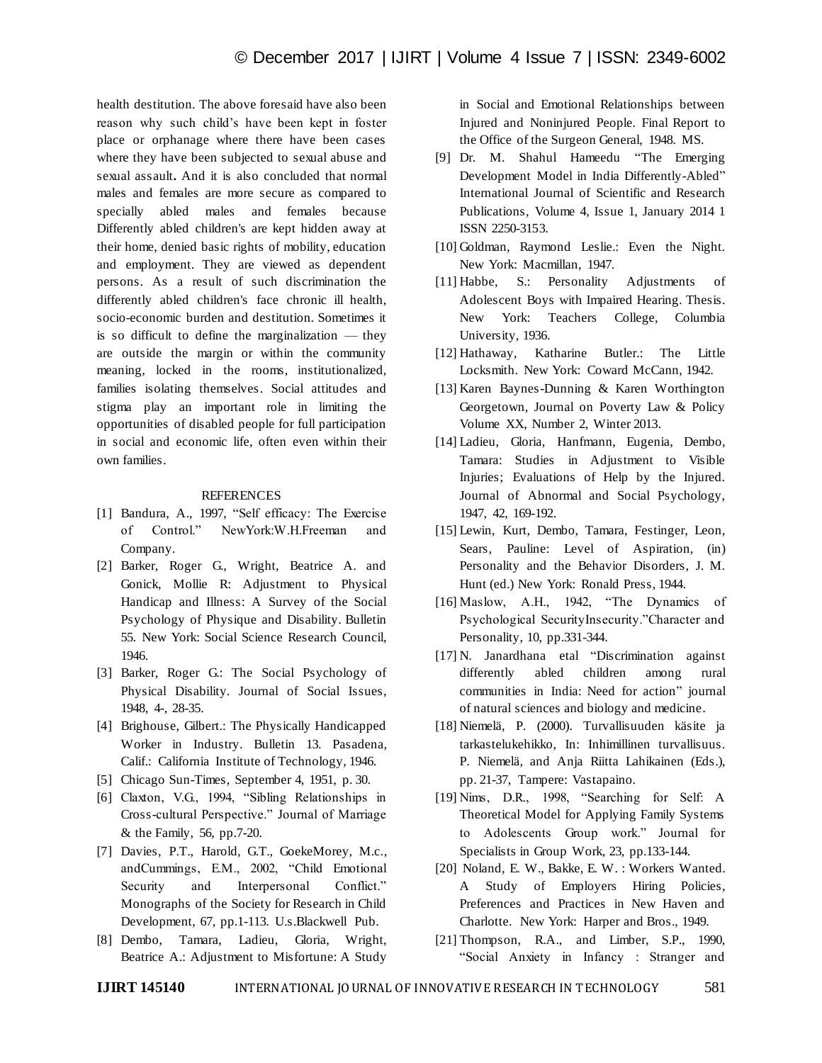health destitution. The above foresaid have also been reason why such child's have been kept in foster place or orphanage where there have been cases where they have been subjected to sexual abuse and sexual assault**.** And it is also concluded that normal males and females are more secure as compared to specially abled males and females because Differently abled children's are kept hidden away at their home, denied basic rights of mobility, education and employment. They are viewed as dependent persons. As a result of such discrimination the differently abled children's face chronic ill health, socio-economic burden and destitution. Sometimes it is so difficult to define the marginalization — they are outside the margin or within the community meaning, locked in the rooms, institutionalized, families isolating themselves. Social attitudes and stigma play an important role in limiting the opportunities of disabled people for full participation in social and economic life, often even within their own families.

## REFERENCES

[1] Bandura, A., 1997, "Self efficacy: The Exercise of Control." NewYork:W.H.Freeman and Company.

[2] Barker, Roger G., Wright, Beatrice A. and Gonick, Mollie R: Adjustment to Physical Handicap and Illness: A Survey of the Social Psychology of Physique and Disability. Bulletin 55. New York: Social Science Research Council, 1946.

[3] Barker, Roger G.: The Social Psychology of Physical Disability. Journal of Social Issues, 1948, 4-, 28-35.

[4] Brighouse, Gilbert.: The Physically Handicapped Worker in Industry. Bulletin 13. Pasadena, Calif.: California Institute of Technology, 1946.

[5] Chicago Sun-Times, September 4, 1951, p. 30.

[6] Claxton, V.G., 1994, "Sibling Relationships in Cross-cultural Perspective." Journal of Marriage & the Family, 56, pp.7-20.

[7] Davies, P.T., Harold, G.T., GoekeMorey, M.c., andCummings, E.M., 2002, "Child Emotional Security and Interpersonal Conflict." Monographs of the Society for Research in Child Development, 67, pp.1-113. U.s.Blackwell Pub.

[8] Dembo, Tamara, Ladieu, Gloria, Wright, Beatrice A.: Adjustment to Misfortune: A Study in Social and Emotional Relationships between Injured and Noninjured People. Final Report to the Office of the Surgeon General, 1948. MS.

[9] Dr. M. Shahul Hameedu "The Emerging Development Model in India Differently-Abled" International Journal of Scientific and Research Publications, Volume 4, Issue 1, January 2014 1 ISSN 2250-3153.

[10] Goldman, Raymond Leslie.: Even the Night. New York: Macmillan, 1947.

[11] Habbe, S.: Personality Adjustments of Adolescent Boys with Impaired Hearing. Thesis. New York: Teachers College, Columbia University, 1936.

[12] Hathaway, Katharine Butler.: The Little Locksmith. New York: Coward McCann, 1942.

[13] Karen Baynes-Dunning & Karen Worthington Georgetown, Journal on Poverty Law & Policy Volume XX, Number 2, Winter 2013.

[14] Ladieu, Gloria, Hanfmann, Eugenia, Dembo, Tamara: Studies in Adjustment to Visible Injuries; Evaluations of Help by the Injured. Journal of Abnormal and Social Psychology, 1947, 42, 169-192.

[15] Lewin, Kurt, Dembo, Tamara, Festinger, Leon, Sears, Pauline: Level of Aspiration, (in) Personality and the Behavior Disorders, J. M. Hunt (ed.) New York: Ronald Press, 1944.

[16] Maslow, A.H., 1942, "The Dynamics of Psychological SecurityInsecurity."Character and Personality, 10, pp.331-344.

[17] N. Janardhana etal "Discrimination against differently abled children among rural communities in India: Need for action" journal of natural sciences and biology and medicine.

[18] Niemelä, P. (2000). Turvallisuuden käsite ja tarkastelukehikko, In: Inhimillinen turvallisuus. P. Niemelä, and Anja Riitta Lahikainen (Eds.), pp. 21-37, Tampere: Vastapaino.

[19] Nims, D.R., 1998, "Searching for Self: A Theoretical Model for Applying Family Systems to Adolescents Group work." Journal for Specialists in Group Work, 23, pp.133-144.

[20] Noland, E. W., Bakke, E. W. : Workers Wanted. A Study of Employers Hiring Policies, Preferences and Practices in New Haven and Charlotte. New York: Harper and Bros., 1949.

[21] Thompson, R.A., and Limber, S.P., 1990, "Social Anxiety in Infancy : Stranger and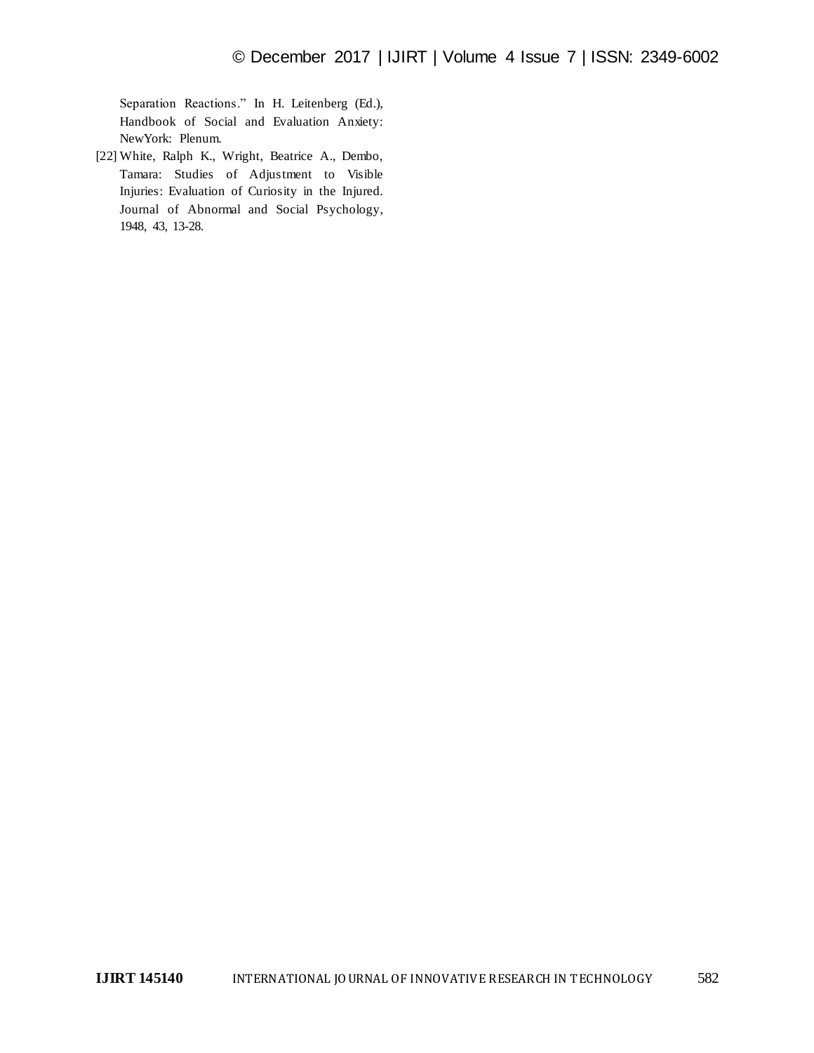Separation Reactions." In H. Leitenberg (Ed.), Handbook of Social and Evaluation Anxiety: NewYork: Plenum.

[22] White, Ralph K., Wright, Beatrice A., Dembo, Tamara: Studies of Adjustment to Visible Injuries: Evaluation of Curiosity in the Injured. Journal of Abnormal and Social Psychology, 1948, 43, 13-28.